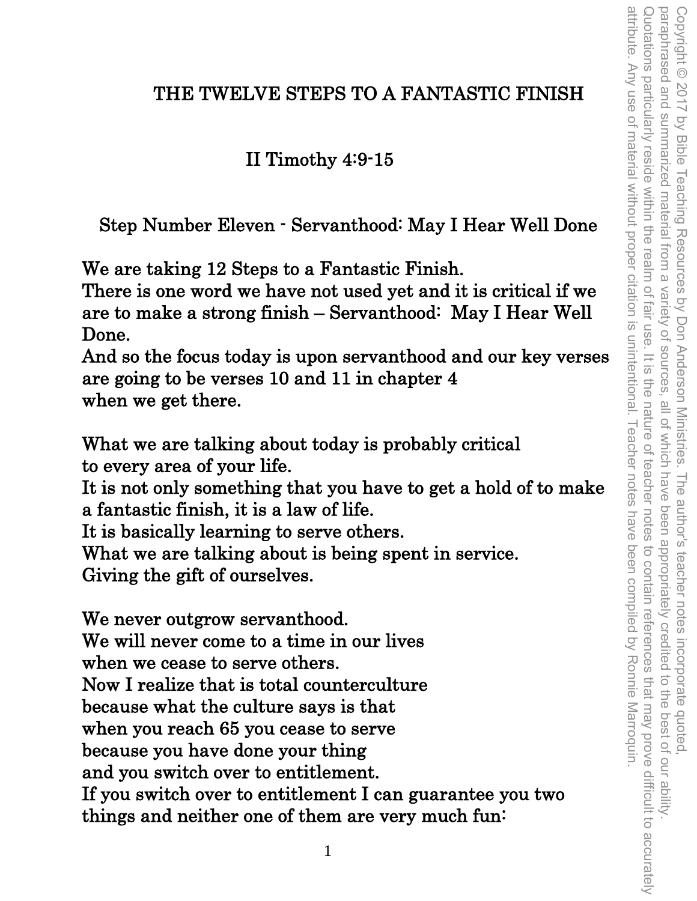# THE TWELVE STEPS TO A FANTASTIC FINISH

## II Timothy 4:9-15

### Step Number Eleven - Servanthood: May I Hear Well Done

We are taking 12 Steps to a Fantastic Finish.
There is one word we have not used yet and it is critical if we are to make a strong finish – Servanthood: May I Hear Well Done.
And so the focus today is upon servanthood and our key verses are going to be verses 10 and 11 in chapter 4
when we get there.

What we are talking about today is probably critical
to every area of your life.
It is not only something that you have to get a hold of to make a fantastic finish, it is a law of life.
It is basically learning to serve others.
What we are talking about is being spent in service.
Giving the gift of ourselves.

We never outgrow servanthood.
We will never come to a time in our lives
when we cease to serve others.
Now I realize that is total counterculture
because what the culture says is that
when you reach 65 you cease to serve
because you have done your thing
and you switch over to entitlement.
If you switch over to entitlement I can guarantee you two things and neither one of them are very much fun: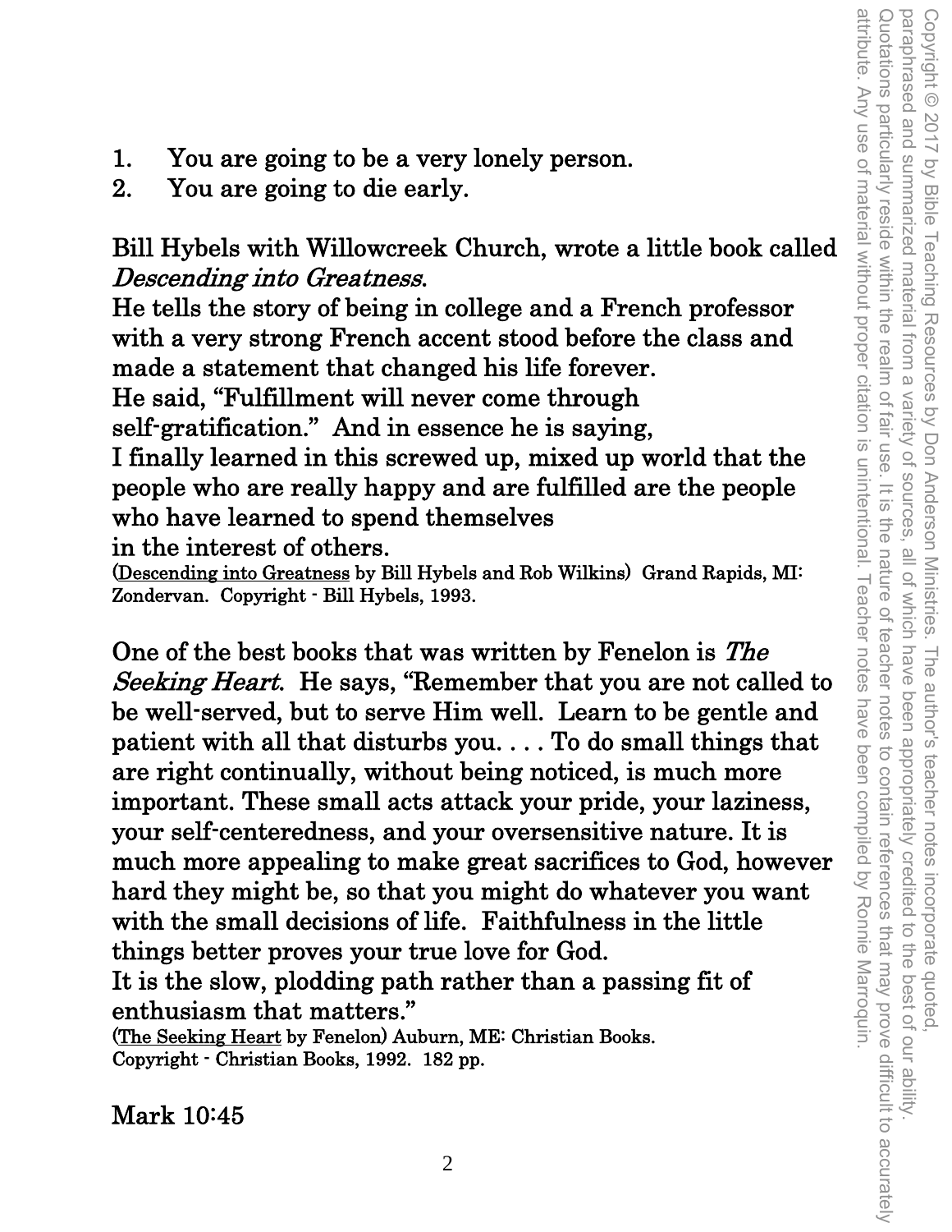1. You are going to be a very lonely person.
2. You are going to die early.

Bill Hybels with Willowcreek Church, wrote a little book called *Descending into Greatness*.
He tells the story of being in college and a French professor with a very strong French accent stood before the class and made a statement that changed his life forever.
He said, "Fulfillment will never come through self-gratification." And in essence he is saying,
I finally learned in this screwed up, mixed up world that the people who are really happy and are fulfilled are the people who have learned to spend themselves
in the interest of others.
(Descending into Greatness by Bill Hybels and Rob Wilkins) Grand Rapids, MI: Zondervan. Copyright - Bill Hybels, 1993.

One of the best books that was written by Fenelon is *The Seeking Heart*. He says, "Remember that you are not called to be well-served, but to serve Him well. Learn to be gentle and patient with all that disturbs you. . . . To do small things that are right continually, without being noticed, is much more important. These small acts attack your pride, your laziness, your self-centeredness, and your oversensitive nature. It is much more appealing to make great sacrifices to God, however hard they might be, so that you might do whatever you want with the small decisions of life. Faithfulness in the little things better proves your true love for God.
It is the slow, plodding path rather than a passing fit of enthusiasm that matters."
(The Seeking Heart by Fenelon) Auburn, ME: Christian Books. Copyright - Christian Books, 1992. 182 pp.

Mark 10:45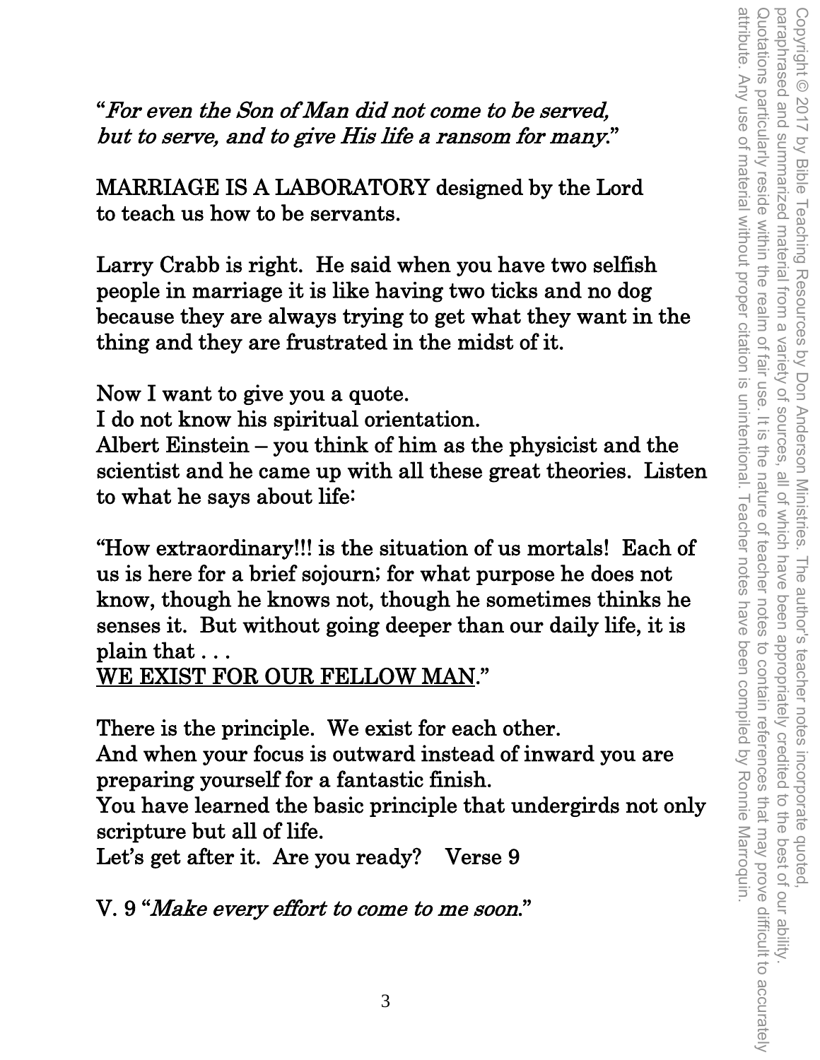"*For even the Son of Man did not come to be served, but to serve, and to give His life a ransom for many.*"

**MARRIAGE IS A LABORATORY** designed by the Lord to teach us how to be servants.

Larry Crabb is right. He said when you have two selfish people in marriage it is like having two ticks and no dog because they are always trying to get what they want in the thing and they are frustrated in the midst of it.

Now I want to give you a quote.
I do not know his spiritual orientation.
Albert Einstein – you think of him as the physicist and the scientist and he came up with all these great theories. Listen to what he says about life:

"How extraordinary!!! is the situation of us mortals! Each of us is here for a brief sojourn; for what purpose he does not know, though he knows not, though he sometimes thinks he senses it. But without going deeper than our daily life, it is plain that . . .
<u>WE EXIST FOR OUR FELLOW MAN</u>."

There is the principle. We exist for each other.
And when your focus is outward instead of inward you are preparing yourself for a fantastic finish.
You have learned the basic principle that undergirds not only scripture but all of life.
Let's get after it. Are you ready? Verse 9

V. 9 "*Make every effort to come to me soon.*"

Copyright © 2017 by Bible Teaching Resources by Don Anderson Ministries. The author's teacher notes incorporate quoted, paraphrased and summarized material from a variety of sources, all of which have been appropriately credited to the best of our ability. Quotations particularly reside within the realm of fair use. It is the nature of teacher notes to contain references that may prove difficult to accurately attribute. Any use of material without proper citation is unintentional. Teacher notes have been compiled by Ronnie Marroquin.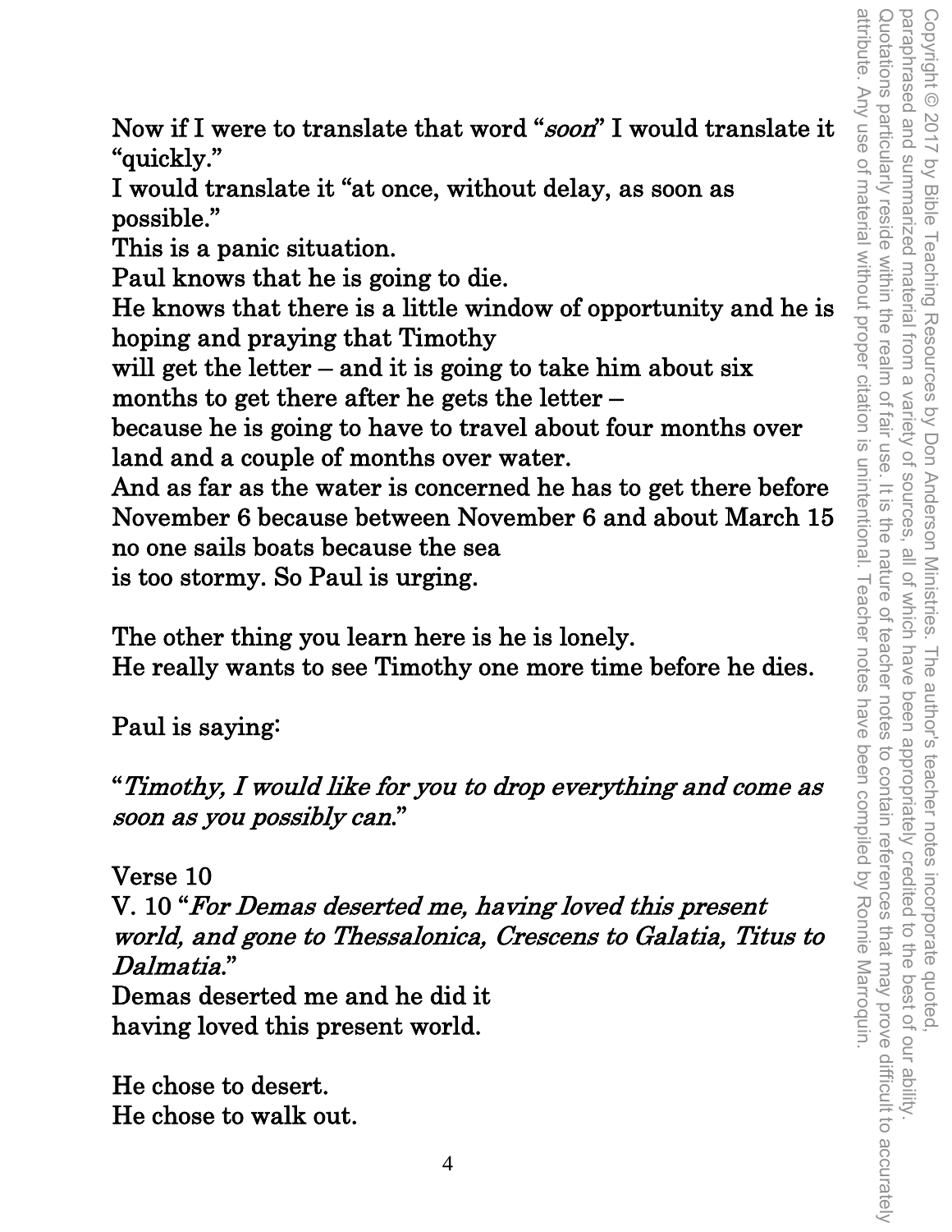Now if I were to translate that word "*soon*" I would translate it "quickly."
I would translate it "at once, without delay, as soon as possible."
This is a panic situation.
Paul knows that he is going to die.
He knows that there is a little window of opportunity and he is hoping and praying that Timothy
will get the letter – and it is going to take him about six months to get there after he gets the letter –
because he is going to have to travel about four months over land and a couple of months over water.
And as far as the water is concerned he has to get there before November 6 because between November 6 and about March 15 no one sails boats because the sea
is too stormy. So Paul is urging.

The other thing you learn here is he is lonely.
He really wants to see Timothy one more time before he dies.

Paul is saying:

"*Timothy, I would like for you to drop everything and come as soon as you possibly can.*"

Verse 10
V. 10 "*For Demas deserted me, having loved this present world, and gone to Thessalonica, Crescens to Galatia, Titus to Dalmatia.*"
Demas deserted me and he did it
having loved this present world.

He chose to desert.
He chose to walk out.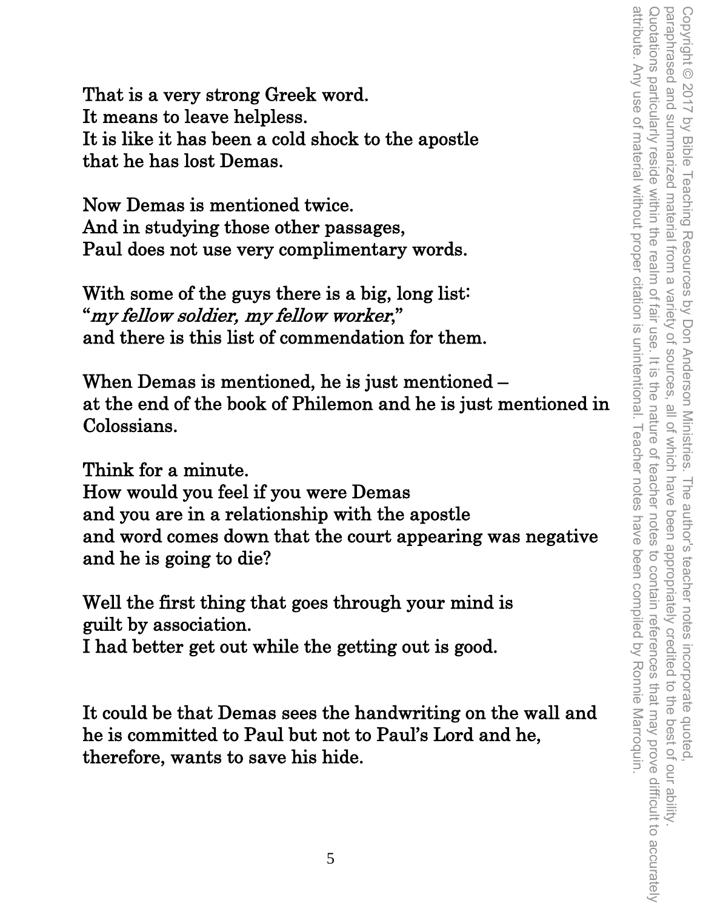That is a very strong Greek word.
It means to leave helpless.
It is like it has been a cold shock to the apostle
that he has lost Demas.

Now Demas is mentioned twice.
And in studying those other passages,
Paul does not use very complimentary words.

With some of the guys there is a big, long list:
"*my fellow soldier, my fellow worker*,"
and there is this list of commendation for them.

When Demas is mentioned, he is just mentioned –
at the end of the book of Philemon and he is just mentioned in Colossians.

Think for a minute.
How would you feel if you were Demas
and you are in a relationship with the apostle
and word comes down that the court appearing was negative
and he is going to die?

Well the first thing that goes through your mind is
guilt by association.
I had better get out while the getting out is good.

It could be that Demas sees the handwriting on the wall and he is committed to Paul but not to Paul's Lord and he, therefore, wants to save his hide.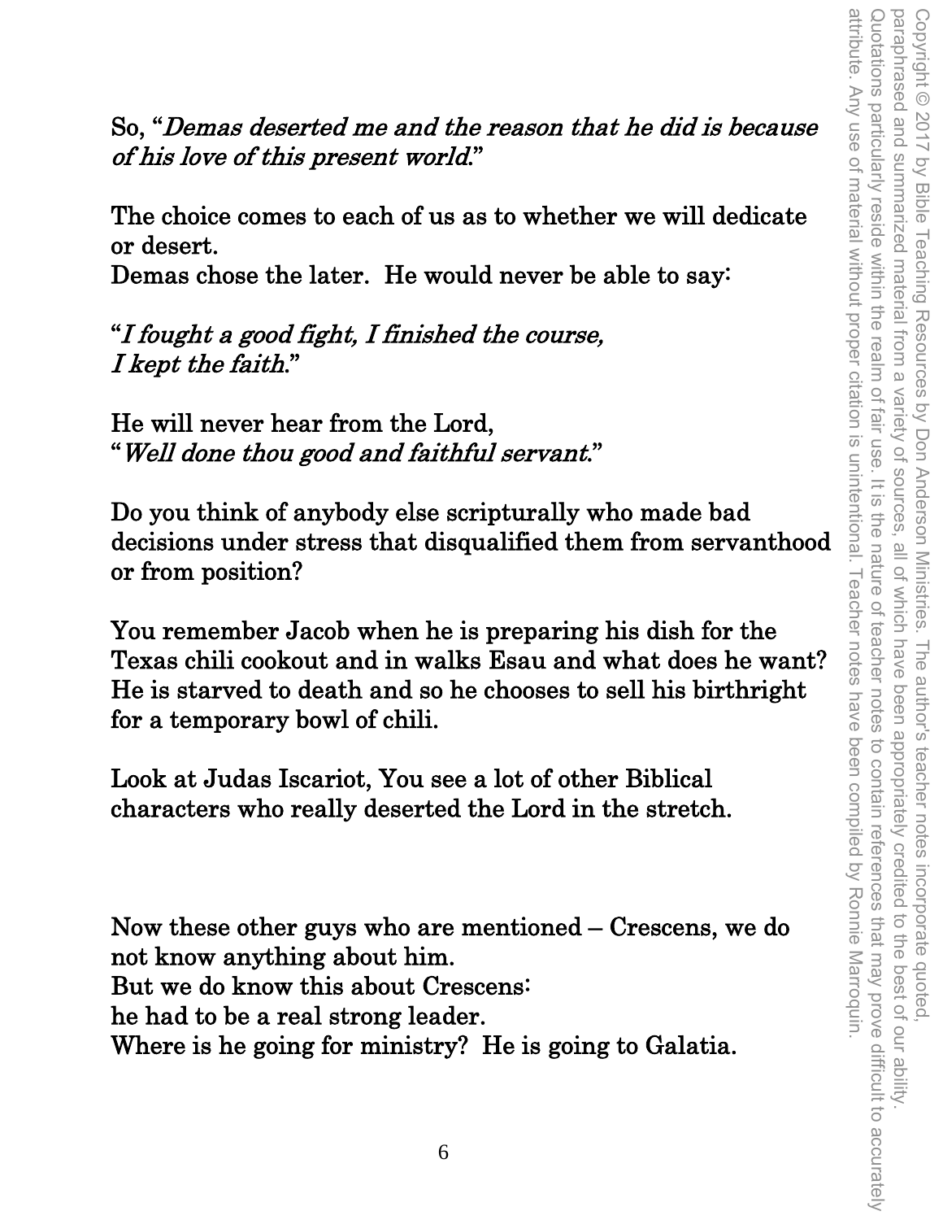So, "*Demas deserted me and the reason that he did is because of his love of this present world.*"

The choice comes to each of us as to whether we will dedicate or desert.
Demas chose the later. He would never be able to say:

"*I fought a good fight, I finished the course,*
*I kept the faith.*"

He will never hear from the Lord,
"*Well done thou good and faithful servant.*"

Do you think of anybody else scripturally who made bad decisions under stress that disqualified them from servanthood or from position?

You remember Jacob when he is preparing his dish for the Texas chili cookout and in walks Esau and what does he want? He is starved to death and so he chooses to sell his birthright for a temporary bowl of chili.

Look at Judas Iscariot, You see a lot of other Biblical characters who really deserted the Lord in the stretch.

Now these other guys who are mentioned – Crescens, we do not know anything about him.
But we do know this about Crescens:
he had to be a real strong leader.
Where is he going for ministry? He is going to Galatia.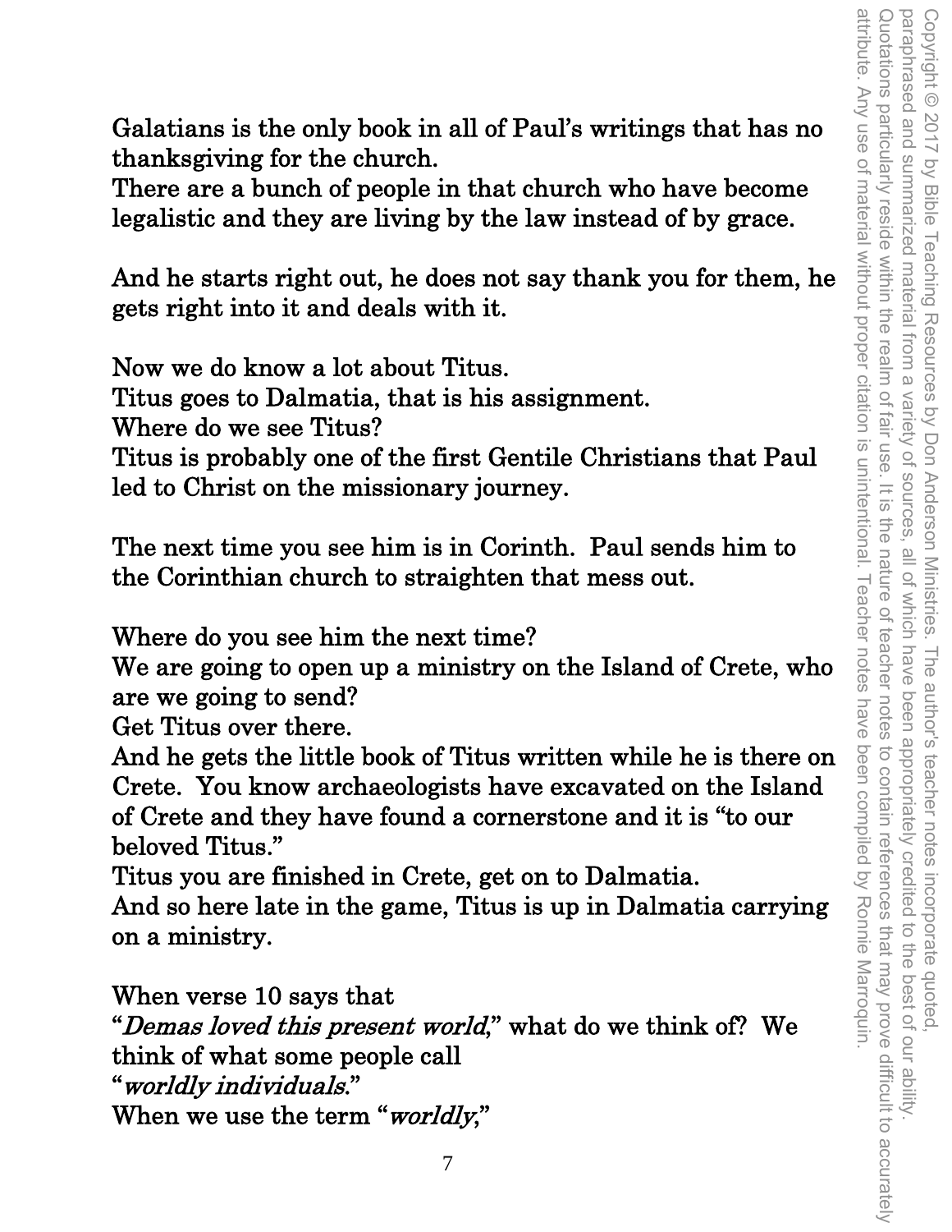Galatians is the only book in all of Paul's writings that has no thanksgiving for the church.
There are a bunch of people in that church who have become legalistic and they are living by the law instead of by grace.

And he starts right out, he does not say thank you for them, he gets right into it and deals with it.

Now we do know a lot about Titus.
Titus goes to Dalmatia, that is his assignment.
Where do we see Titus?
Titus is probably one of the first Gentile Christians that Paul led to Christ on the missionary journey.

The next time you see him is in Corinth. Paul sends him to the Corinthian church to straighten that mess out.

Where do you see him the next time?
We are going to open up a ministry on the Island of Crete, who are we going to send?
Get Titus over there.
And he gets the little book of Titus written while he is there on Crete. You know archaeologists have excavated on the Island of Crete and they have found a cornerstone and it is "to our beloved Titus."
Titus you are finished in Crete, get on to Dalmatia.
And so here late in the game, Titus is up in Dalmatia carrying on a ministry.

When verse 10 says that
"*Demas loved this present world*," what do we think of? We think of what some people call
"*worldly individuals*."
When we use the term "*worldly*,"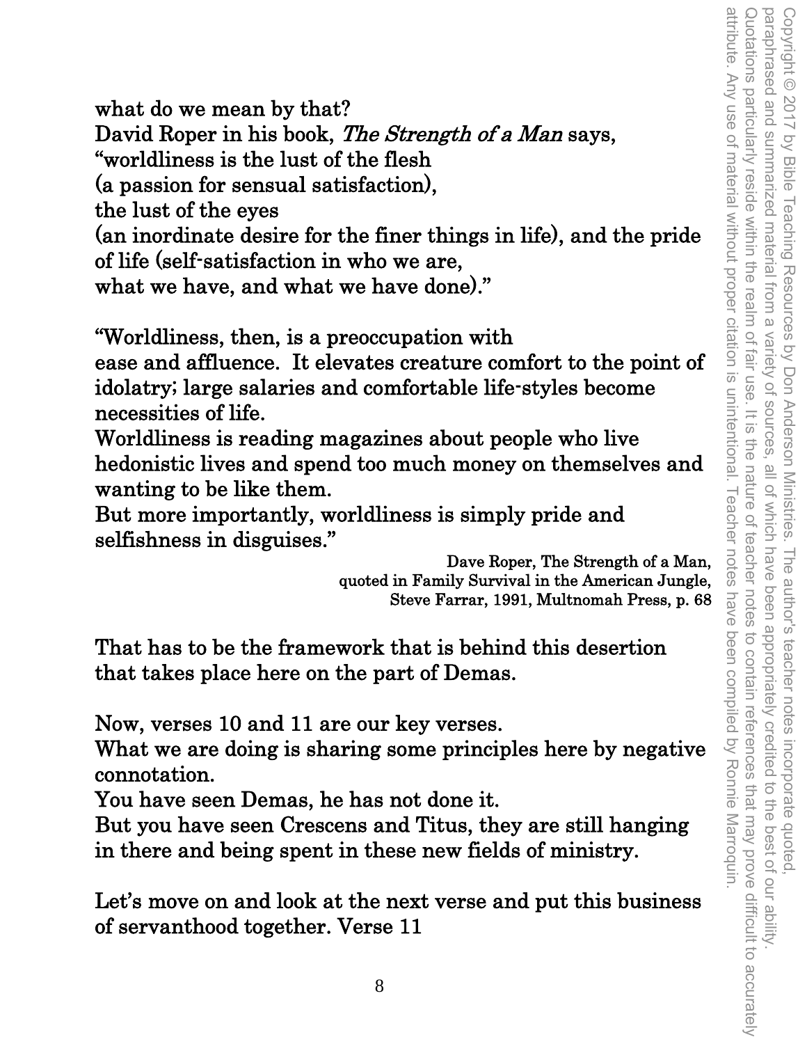what do we mean by that?
David Roper in his book, *The Strength of a Man* says,
"worldliness is the lust of the flesh
(a passion for sensual satisfaction),
the lust of the eyes
(an inordinate desire for the finer things in life), and the pride of life (self-satisfaction in who we are,
what we have, and what we have done)."

"Worldliness, then, is a preoccupation with
ease and affluence. It elevates creature comfort to the point of idolatry; large salaries and comfortable life-styles become necessities of life.
Worldliness is reading magazines about people who live hedonistic lives and spend too much money on themselves and wanting to be like them.
But more importantly, worldliness is simply pride and selfishness in disguises."

Dave Roper, The Strength of a Man,
quoted in Family Survival in the American Jungle,
Steve Farrar, 1991, Multnomah Press, p. 68

That has to be the framework that is behind this desertion that takes place here on the part of Demas.

Now, verses 10 and 11 are our key verses.
What we are doing is sharing some principles here by negative connotation.
You have seen Demas, he has not done it.
But you have seen Crescens and Titus, they are still hanging in there and being spent in these new fields of ministry.

Let's move on and look at the next verse and put this business of servanthood together. Verse 11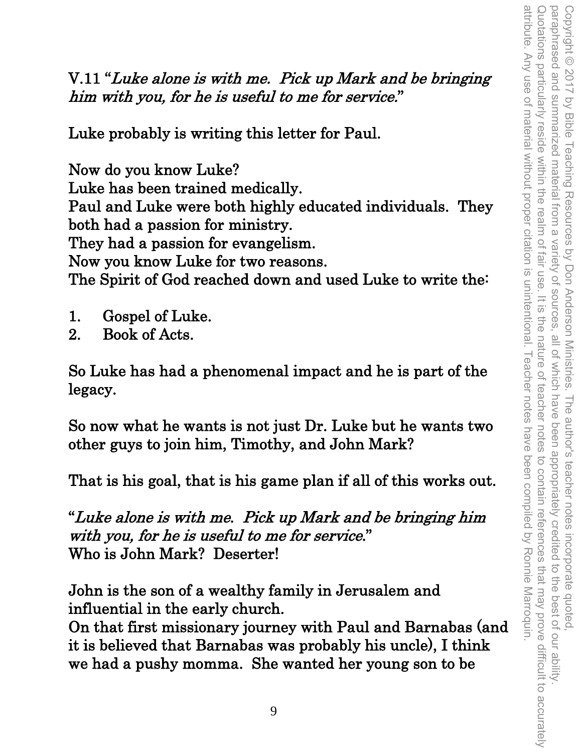V.11 "*Luke alone is with me. Pick up Mark and be bringing him with you, for he is useful to me for service.*"

Luke probably is writing this letter for Paul.

Now do you know Luke?
Luke has been trained medically.
Paul and Luke were both highly educated individuals. They both had a passion for ministry.
They had a passion for evangelism.
Now you know Luke for two reasons.
The Spirit of God reached down and used Luke to write the:

1. Gospel of Luke.
2. Book of Acts.

So Luke has had a phenomenal impact and he is part of the legacy.

So now what he wants is not just Dr. Luke but he wants two other guys to join him, Timothy, and John Mark?

That is his goal, that is his game plan if all of this works out.

"*Luke alone is with me. Pick up Mark and be bringing him with you, for he is useful to me for service.*"
Who is John Mark? Deserter!

John is the son of a wealthy family in Jerusalem and influential in the early church.
On that first missionary journey with Paul and Barnabas (and it is believed that Barnabas was probably his uncle), I think we had a pushy momma. She wanted her young son to be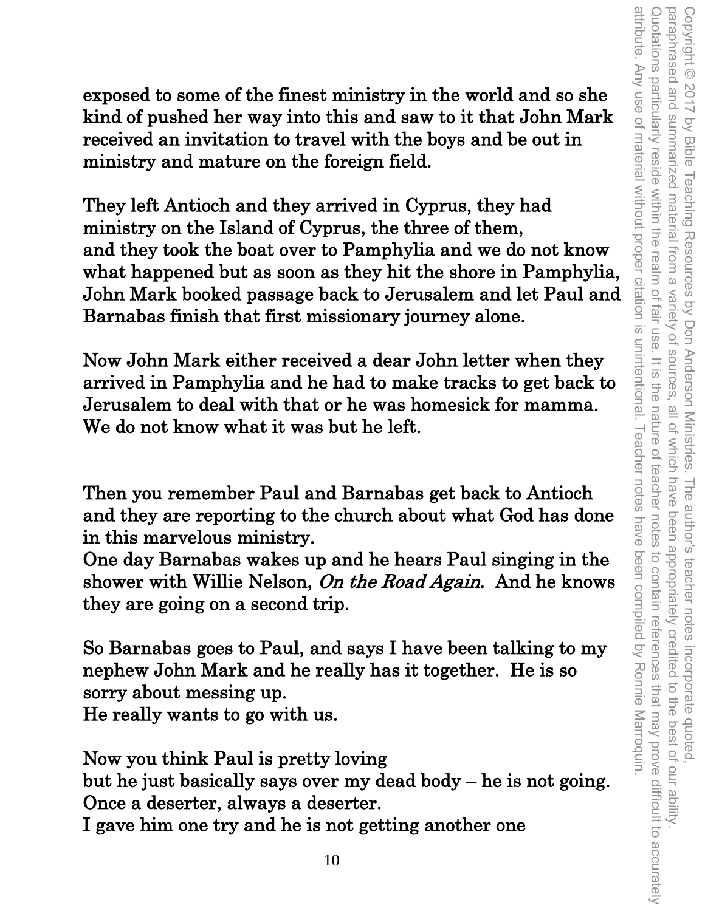exposed to some of the finest ministry in the world and so she kind of pushed her way into this and saw to it that John Mark received an invitation to travel with the boys and be out in ministry and mature on the foreign field.

They left Antioch and they arrived in Cyprus, they had ministry on the Island of Cyprus, the three of them, and they took the boat over to Pamphylia and we do not know what happened but as soon as they hit the shore in Pamphylia, John Mark booked passage back to Jerusalem and let Paul and Barnabas finish that first missionary journey alone.

Now John Mark either received a dear John letter when they arrived in Pamphylia and he had to make tracks to get back to Jerusalem to deal with that or he was homesick for mamma. We do not know what it was but he left.

Then you remember Paul and Barnabas get back to Antioch and they are reporting to the church about what God has done in this marvelous ministry.
One day Barnabas wakes up and he hears Paul singing in the shower with Willie Nelson, *On the Road Again*. And he knows they are going on a second trip.

So Barnabas goes to Paul, and says I have been talking to my nephew John Mark and he really has it together. He is so sorry about messing up.
He really wants to go with us.

Now you think Paul is pretty loving
but he just basically says over my dead body – he is not going.
Once a deserter, always a deserter.
I gave him one try and he is not getting another one

Copyright © 2017 by Bible Teaching Resources by Don Anderson Ministries. The author's teacher notes incorporate quoted, paraphrased and summarized material from a variety of sources, all of which have been appropriately credited to the best of our ability. Quotations particularly reside within the realm of fair use. It is the nature of teacher notes to contain references that may prove difficult to accurately attribute. Any use of material without proper citation is unintentional. Teacher notes have been compiled by Ronnie Marroquin.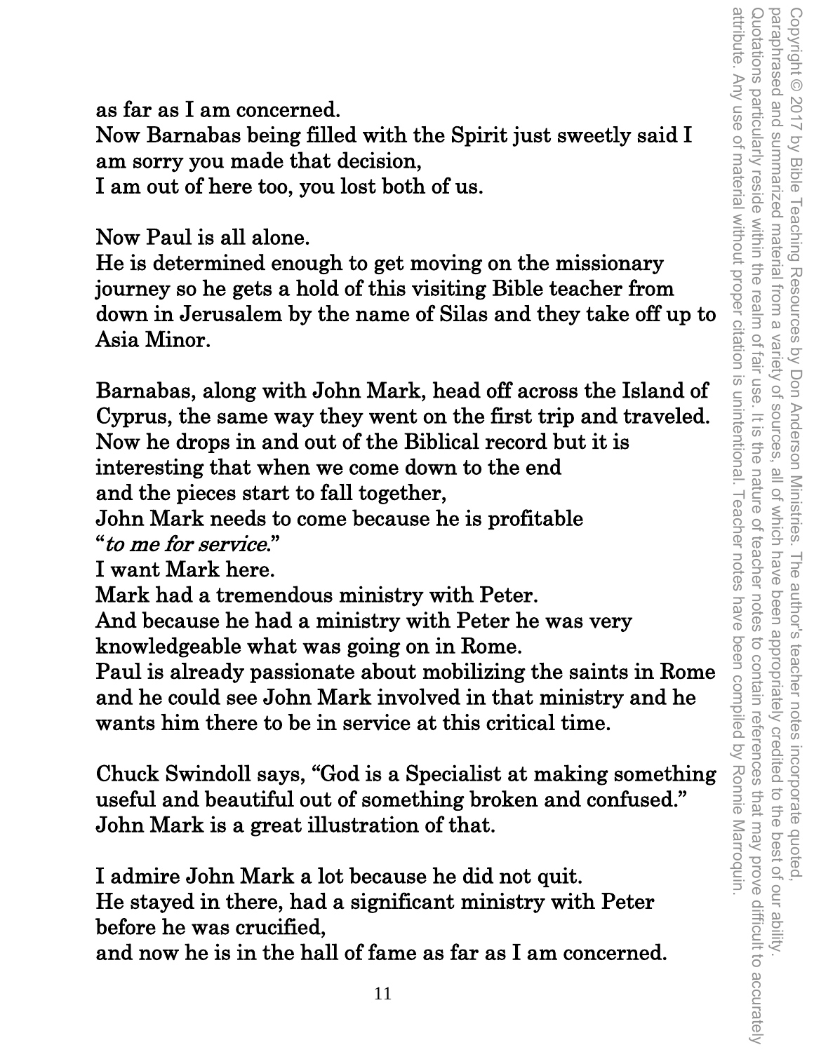as far as I am concerned.
Now Barnabas being filled with the Spirit just sweetly said I am sorry you made that decision,
I am out of here too, you lost both of us.

Now Paul is all alone.
He is determined enough to get moving on the missionary journey so he gets a hold of this visiting Bible teacher from down in Jerusalem by the name of Silas and they take off up to Asia Minor.

Barnabas, along with John Mark, head off across the Island of Cyprus, the same way they went on the first trip and traveled.
Now he drops in and out of the Biblical record but it is interesting that when we come down to the end
and the pieces start to fall together,
John Mark needs to come because he is profitable
"*to me for service.*"
I want Mark here.
Mark had a tremendous ministry with Peter.
And because he had a ministry with Peter he was very knowledgeable what was going on in Rome.
Paul is already passionate about mobilizing the saints in Rome and he could see John Mark involved in that ministry and he wants him there to be in service at this critical time.

Chuck Swindoll says, "God is a Specialist at making something useful and beautiful out of something broken and confused."
John Mark is a great illustration of that.

I admire John Mark a lot because he did not quit.
He stayed in there, had a significant ministry with Peter before he was crucified,
and now he is in the hall of fame as far as I am concerned.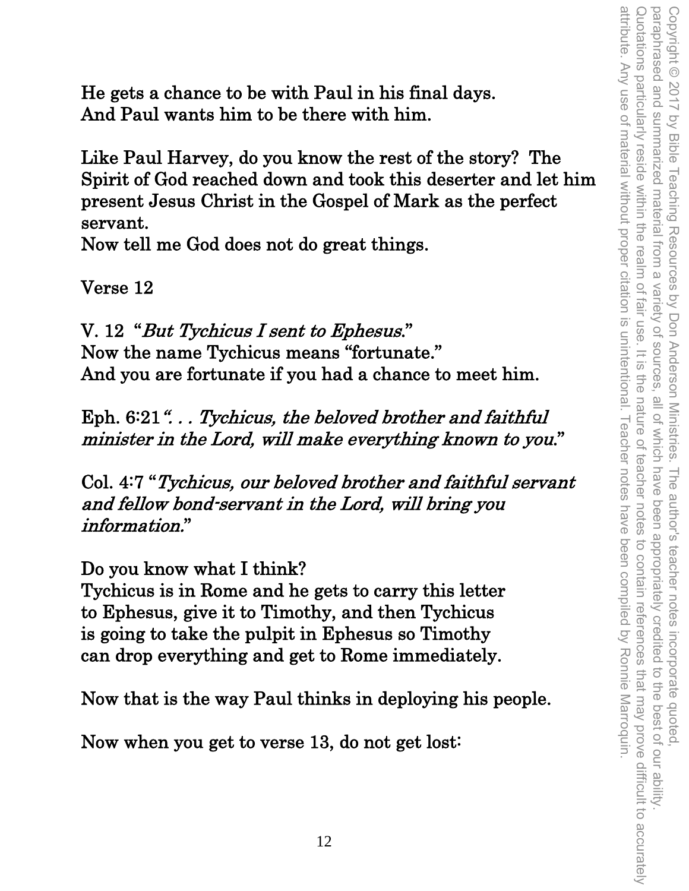He gets a chance to be with Paul in his final days.
And Paul wants him to be there with him.

Like Paul Harvey, do you know the rest of the story? The Spirit of God reached down and took this deserter and let him present Jesus Christ in the Gospel of Mark as the perfect servant.
Now tell me God does not do great things.

Verse 12

V. 12 "*But Tychicus I sent to Ephesus.*"
Now the name Tychicus means "fortunate."
And you are fortunate if you had a chance to meet him.

Eph. 6:21 "*. . . Tychicus, the beloved brother and faithful minister in the Lord, will make everything known to you.*"

Col. 4:7 "*Tychicus, our beloved brother and faithful servant and fellow bond-servant in the Lord, will bring you information.*"

Do you know what I think?
Tychicus is in Rome and he gets to carry this letter to Ephesus, give it to Timothy, and then Tychicus is going to take the pulpit in Ephesus so Timothy can drop everything and get to Rome immediately.

Now that is the way Paul thinks in deploying his people.

Now when you get to verse 13, do not get lost: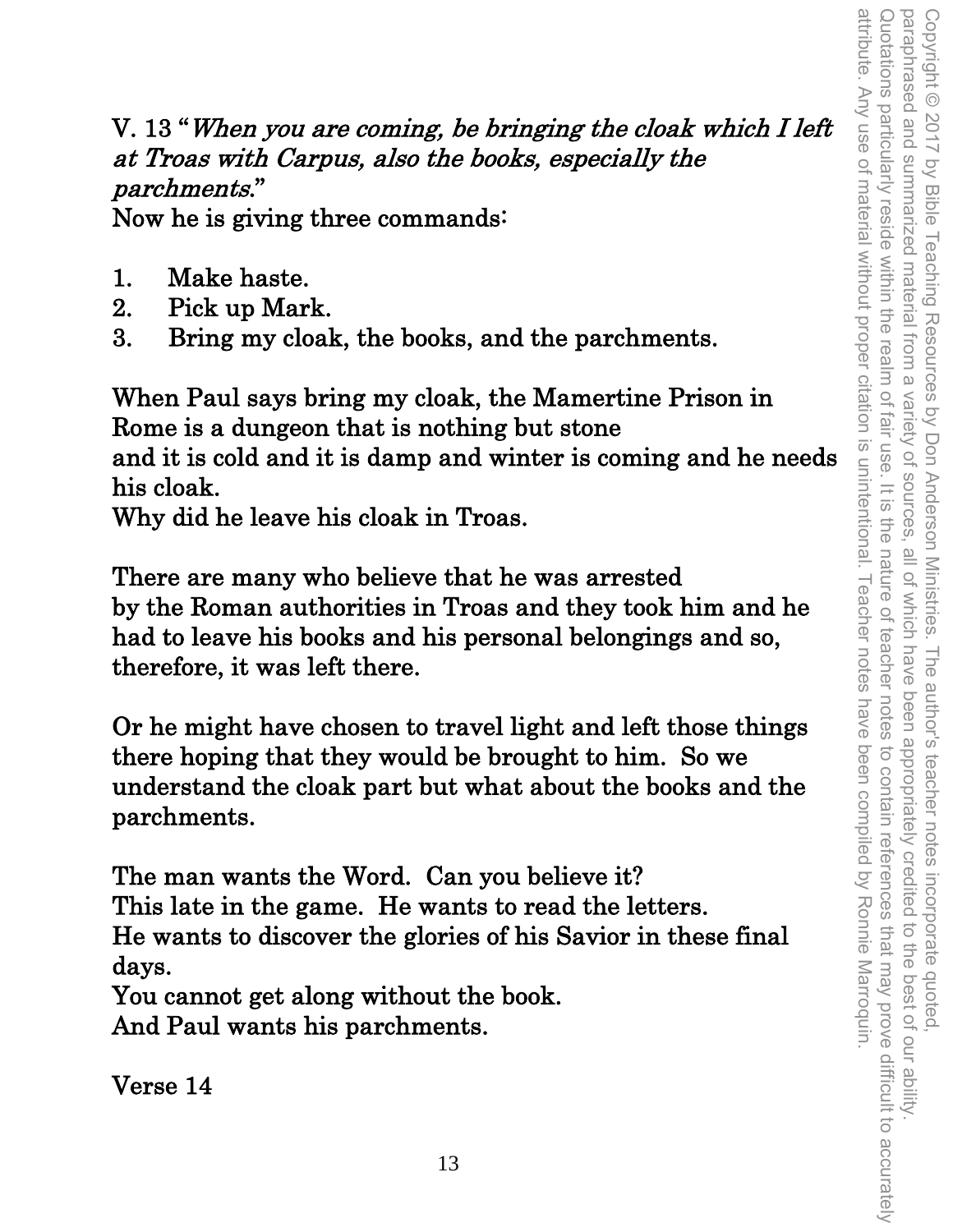V. 13 "*When you are coming, be bringing the cloak which I left at Troas with Carpus, also the books, especially the parchments.*"
Now he is giving three commands:

1. Make haste.
2. Pick up Mark.
3. Bring my cloak, the books, and the parchments.

When Paul says bring my cloak, the Mamertine Prison in Rome is a dungeon that is nothing but stone
and it is cold and it is damp and winter is coming and he needs his cloak.
Why did he leave his cloak in Troas.

There are many who believe that he was arrested
by the Roman authorities in Troas and they took him and he had to leave his books and his personal belongings and so, therefore, it was left there.

Or he might have chosen to travel light and left those things there hoping that they would be brought to him. So we understand the cloak part but what about the books and the parchments.

The man wants the Word. Can you believe it?
This late in the game. He wants to read the letters.
He wants to discover the glories of his Savior in these final days.
You cannot get along without the book.
And Paul wants his parchments.

Verse 14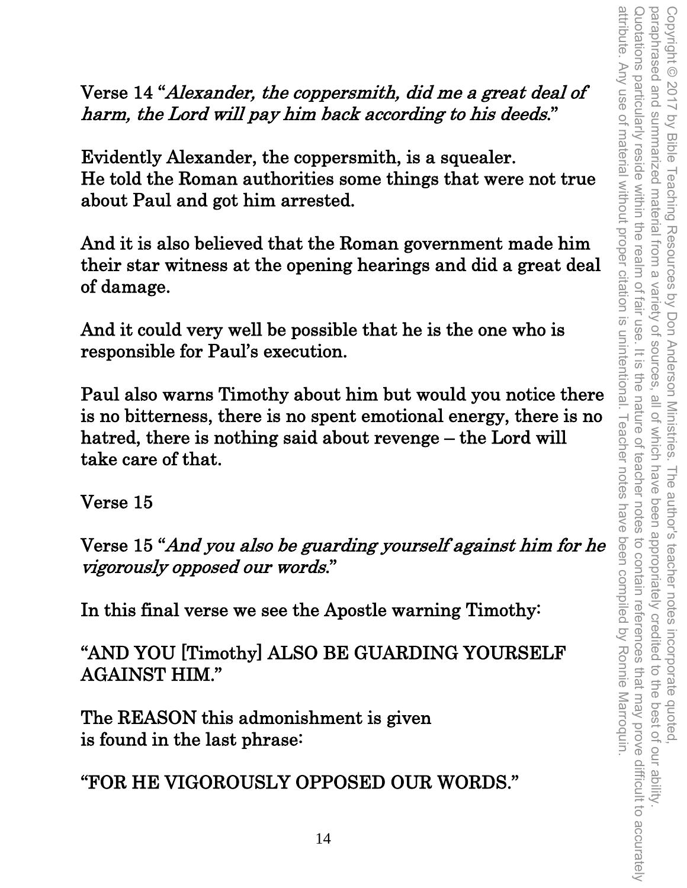Verse 14 "*Alexander, the coppersmith, did me a great deal of harm, the Lord will pay him back according to his deeds.*"

Evidently Alexander, the coppersmith, is a squealer.
He told the Roman authorities some things that were not true about Paul and got him arrested.

And it is also believed that the Roman government made him their star witness at the opening hearings and did a great deal of damage.

And it could very well be possible that he is the one who is responsible for Paul's execution.

Paul also warns Timothy about him but would you notice there is no bitterness, there is no spent emotional energy, there is no hatred, there is nothing said about revenge – the Lord will take care of that.

Verse 15

Verse 15 "*And you also be guarding yourself against him for he vigorously opposed our words.*"

In this final verse we see the Apostle warning Timothy:

"AND YOU [Timothy] ALSO BE GUARDING YOURSELF AGAINST HIM."

The REASON this admonishment is given
is found in the last phrase:

"FOR HE VIGOROUSLY OPPOSED OUR WORDS."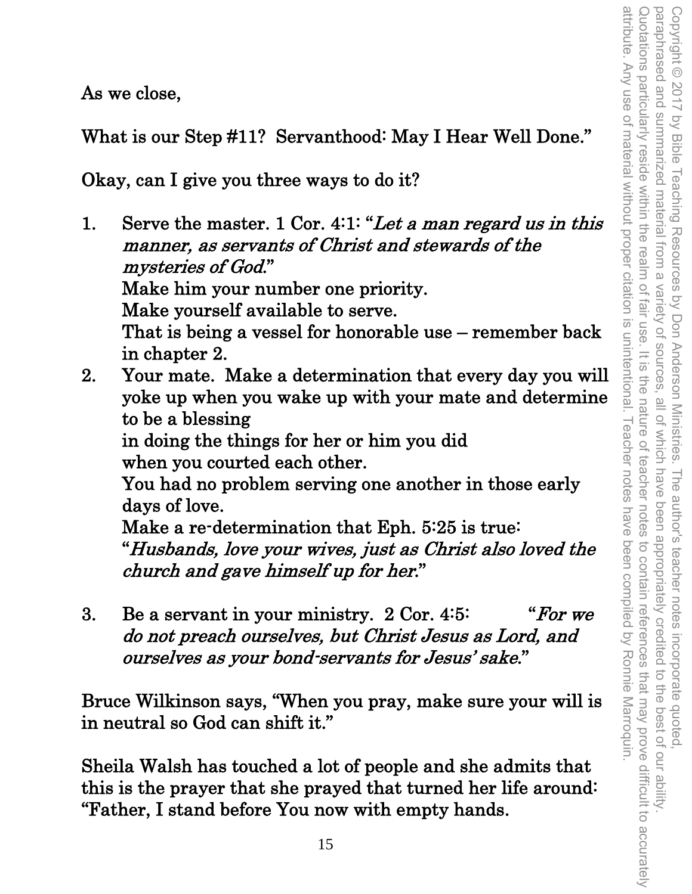As we close,

What is our Step #11? Servanthood: May I Hear Well Done."

Okay, can I give you three ways to do it?

1. Serve the master. 1 Cor. 4:1: "*Let a man regard us in this manner, as servants of Christ and stewards of the mysteries of God.*"
   Make him your number one priority.
   Make yourself available to serve.
   That is being a vessel for honorable use – remember back in chapter 2.
2. Your mate. Make a determination that every day you will yoke up when you wake up with your mate and determine to be a blessing
   in doing the things for her or him you did
   when you courted each other.
   You had no problem serving one another in those early days of love.
   Make a re-determination that Eph. 5:25 is true:
   "*Husbands, love your wives, just as Christ also loved the church and gave himself up for her.*"

3. Be a servant in your ministry. 2 Cor. 4:5: "*For we do not preach ourselves, but Christ Jesus as Lord, and ourselves as your bond-servants for Jesus' sake.*"

Bruce Wilkinson says, "When you pray, make sure your will is in neutral so God can shift it."

Sheila Walsh has touched a lot of people and she admits that this is the prayer that she prayed that turned her life around: "Father, I stand before You now with empty hands.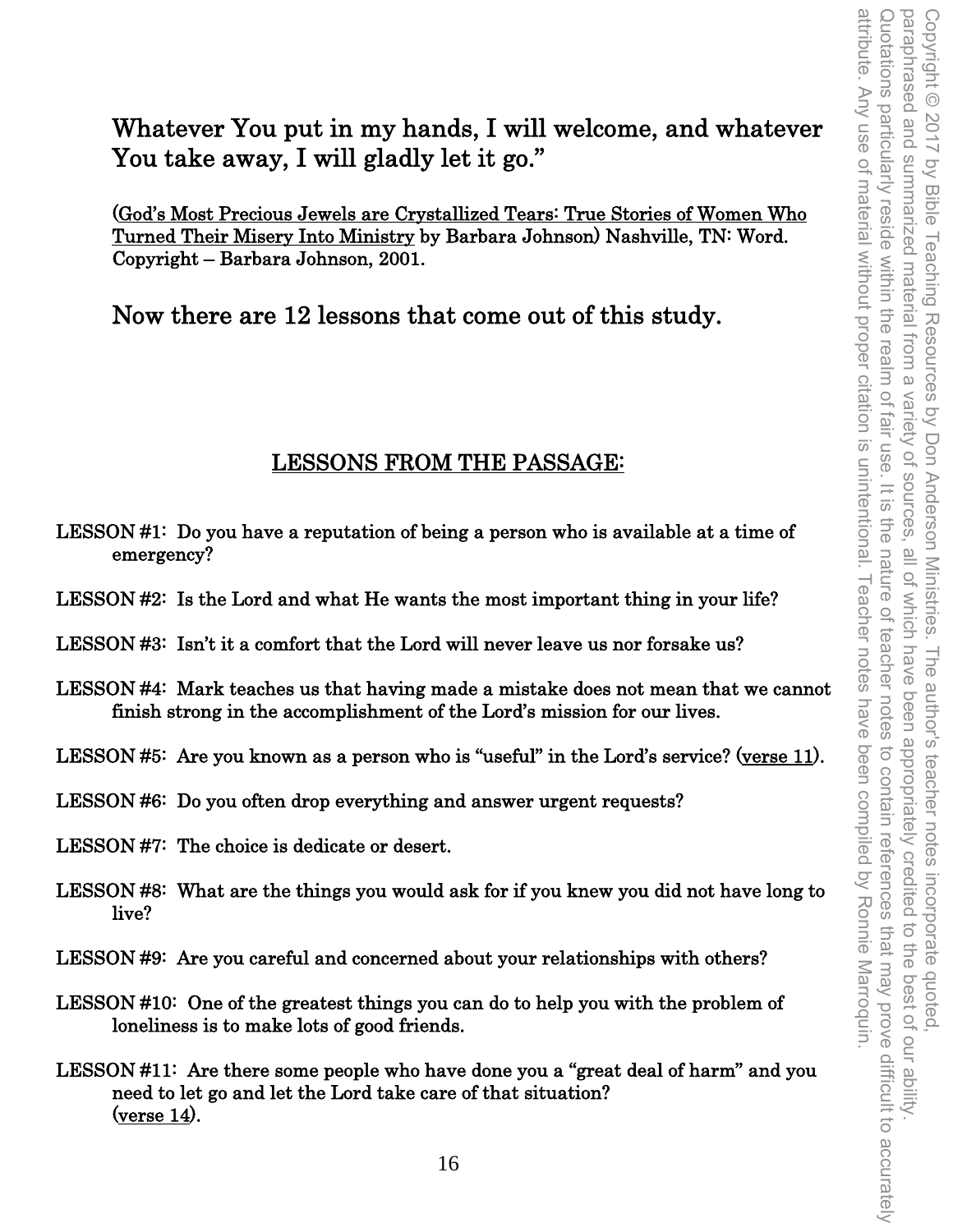Whatever You put in my hands, I will welcome, and whatever You take away, I will gladly let it go."

(God's Most Precious Jewels are Crystallized Tears: True Stories of Women Who Turned Their Misery Into Ministry by Barbara Johnson) Nashville, TN: Word. Copyright – Barbara Johnson, 2001.

Now there are 12 lessons that come out of this study.

## LESSONS FROM THE PASSAGE:

LESSON #1: Do you have a reputation of being a person who is available at a time of emergency?

LESSON #2: Is the Lord and what He wants the most important thing in your life?

LESSON #3: Isn't it a comfort that the Lord will never leave us nor forsake us?

LESSON #4: Mark teaches us that having made a mistake does not mean that we cannot finish strong in the accomplishment of the Lord's mission for our lives.

LESSON #5: Are you known as a person who is "useful" in the Lord's service? (verse 11).

LESSON #6: Do you often drop everything and answer urgent requests?

LESSON #7: The choice is dedicate or desert.

LESSON #8: What are the things you would ask for if you knew you did not have long to live?

LESSON #9: Are you careful and concerned about your relationships with others?

LESSON #10: One of the greatest things you can do to help you with the problem of loneliness is to make lots of good friends.

LESSON #11: Are there some people who have done you a "great deal of harm" and you need to let go and let the Lord take care of that situation? (verse 14).

Copyright © 2017 by Bible Teaching Resources by Don Anderson Ministries. The author's teacher notes incorporate quoted, paraphrased and summarized material from a variety of sources, all of which have been appropriately credited to the best of our ability. Quotations particularly reside within the realm of fair use. It is the nature of teacher notes to contain references that may prove difficult to accurately attribute. Any use of material without proper citation is unintentional. Teacher notes have been compiled by Ronnie Marroquin.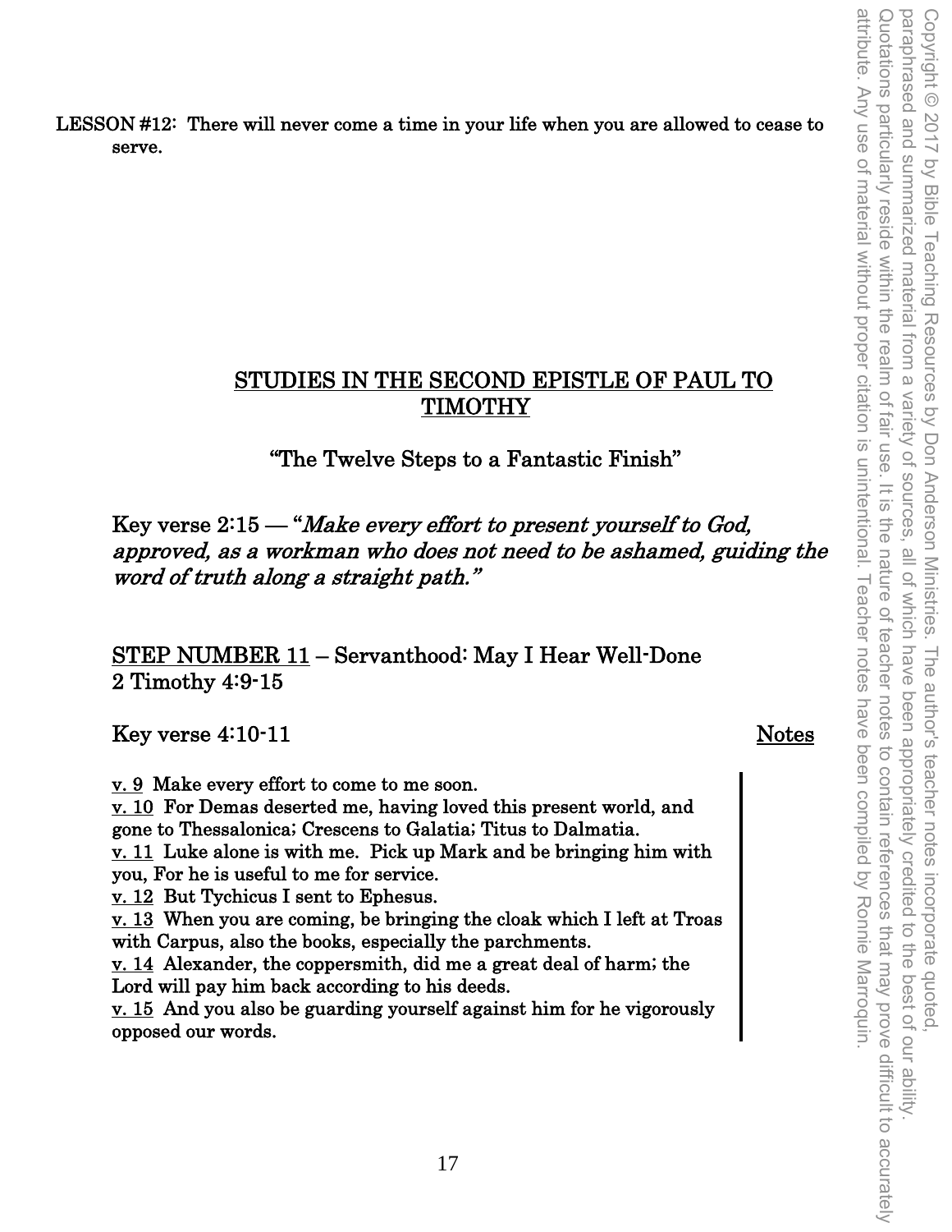**LESSON #12:** There will never come a time in your life when you are allowed to cease to serve.

## STUDIES IN THE SECOND EPISTLE OF PAUL TO TIMOTHY

### "The Twelve Steps to a Fantastic Finish"

Key verse 2:15 — "*Make every effort to present yourself to God, approved, as a workman who does not need to be ashamed, guiding the word of truth along a straight path.*"

### STEP NUMBER 11 – Servanthood: May I Hear Well-Done
### 2 Timothy 4:9-15

Key verse 4:10-11 **Notes**

v. 9 Make every effort to come to me soon.
v. 10 For Demas deserted me, having loved this present world, and gone to Thessalonica; Crescens to Galatia; Titus to Dalmatia.
v. 11 Luke alone is with me. Pick up Mark and be bringing him with you, For he is useful to me for service.
v. 12 But Tychicus I sent to Ephesus.
v. 13 When you are coming, be bringing the cloak which I left at Troas with Carpus, also the books, especially the parchments.
v. 14 Alexander, the coppersmith, did me a great deal of harm; the Lord will pay him back according to his deeds.
v. 15 And you also be guarding yourself against him for he vigorously opposed our words.

Copyright © 2017 by Bible Teaching Resources by Don Anderson Ministries. The author's teacher notes incorporate quoted, paraphrased and summarized material from a variety of sources, all of which have been appropriately credited to the best of our ability. Quotations particularly reside within the realm of fair use. It is the nature of teacher notes to contain references that may prove difficult to accurately attribute. Any use of material without proper citation is unintentional. Teacher notes have been compiled by Ronnie Marroquin.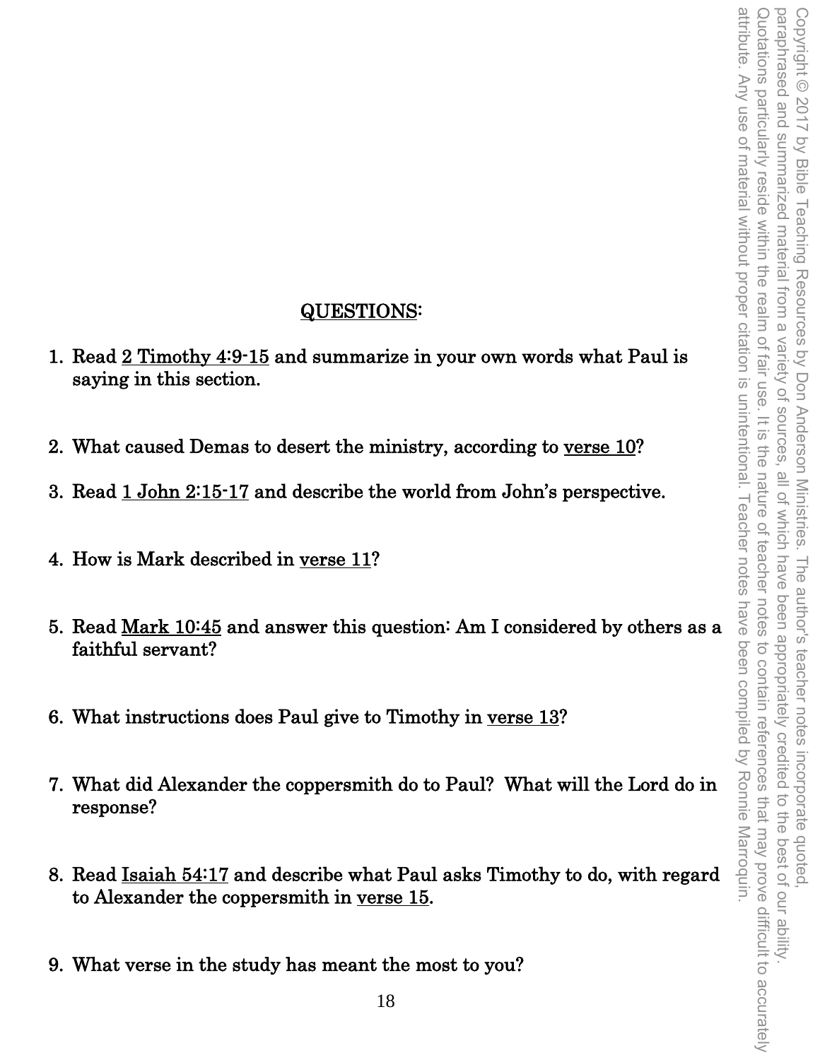## QUESTIONS:

1. Read 2 Timothy 4:9-15 and summarize in your own words what Paul is saying in this section.

2. What caused Demas to desert the ministry, according to verse 10?

3. Read 1 John 2:15-17 and describe the world from John's perspective.

4. How is Mark described in verse 11?

5. Read Mark 10:45 and answer this question: Am I considered by others as a faithful servant?

6. What instructions does Paul give to Timothy in verse 13?

7. What did Alexander the coppersmith do to Paul? What will the Lord do in response?

8. Read Isaiah 54:17 and describe what Paul asks Timothy to do, with regard to Alexander the coppersmith in verse 15.

9. What verse in the study has meant the most to you?

Copyright © 2017 by Bible Teaching Resources by Don Anderson Ministries. The author's teacher notes incorporate quoted, paraphrased and summarized material from a variety of sources, all of which have been appropriately credited to the best of our ability. Quotations particularly reside within the realm of fair use. It is the nature of teacher notes to contain references that may prove difficult to accurately attribute. Any use of material without proper citation is unintentional. Teacher notes have been compiled by Ronnie Marroquin.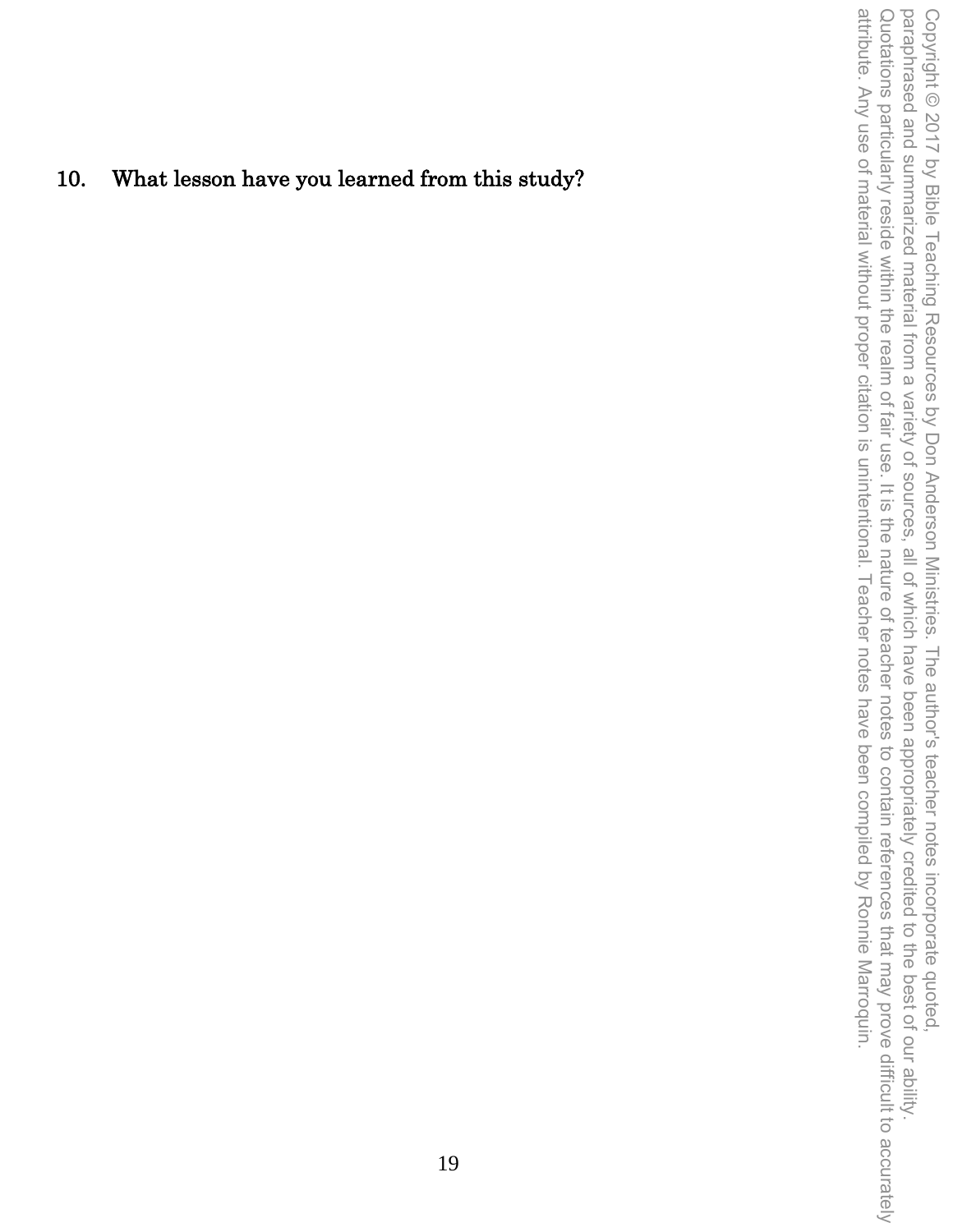10. **What lesson have you learned from this study?**

Copyright © 2017 by Bible Teaching Resources by Don Anderson Ministries. The author's teacher notes incorporate quoted, paraphrased and summarized material from a variety of sources, all of which have been appropriately credited to the best of our ability. Quotations particularly reside within the realm of fair use. It is the nature of teacher notes to contain references that may prove difficult to accurately attribute. Any use of material without proper citation is unintentional. Teacher notes have been compiled by Ronnie Marroquin.